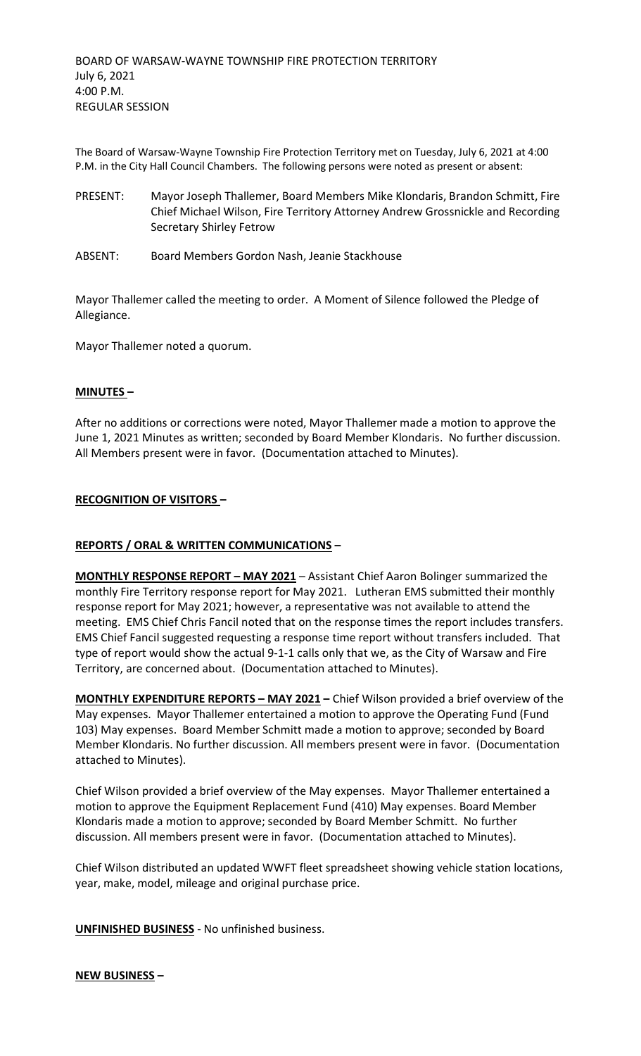BOARD OF WARSAW-WAYNE TOWNSHIP FIRE PROTECTION TERRITORY
July 6, 2021
4:00 P.M.
REGULAR SESSION

The Board of Warsaw-Wayne Township Fire Protection Territory met on Tuesday, July 6, 2021 at 4:00 P.M. in the City Hall Council Chambers. The following persons were noted as present or absent:

PRESENT: Mayor Joseph Thallemer, Board Members Mike Klondaris, Brandon Schmitt, Fire Chief Michael Wilson, Fire Territory Attorney Andrew Grossnickle and Recording Secretary Shirley Fetrow

ABSENT: Board Members Gordon Nash, Jeanie Stackhouse

Mayor Thallemer called the meeting to order. A Moment of Silence followed the Pledge of Allegiance.

Mayor Thallemer noted a quorum.

**MINUTES –**

After no additions or corrections were noted, Mayor Thallemer made a motion to approve the June 1, 2021 Minutes as written; seconded by Board Member Klondaris. No further discussion. All Members present were in favor. (Documentation attached to Minutes).

**RECOGNITION OF VISITORS –**

**REPORTS / ORAL & WRITTEN COMMUNICATIONS –**

**MONTHLY RESPONSE REPORT – MAY 2021** – Assistant Chief Aaron Bolinger summarized the monthly Fire Territory response report for May 2021. Lutheran EMS submitted their monthly response report for May 2021; however, a representative was not available to attend the meeting. EMS Chief Chris Fancil noted that on the response times the report includes transfers. EMS Chief Fancil suggested requesting a response time report without transfers included. That type of report would show the actual 9-1-1 calls only that we, as the City of Warsaw and Fire Territory, are concerned about. (Documentation attached to Minutes).

**MONTHLY EXPENDITURE REPORTS – MAY 2021 –** Chief Wilson provided a brief overview of the May expenses. Mayor Thallemer entertained a motion to approve the Operating Fund (Fund 103) May expenses. Board Member Schmitt made a motion to approve; seconded by Board Member Klondaris. No further discussion. All members present were in favor. (Documentation attached to Minutes).

Chief Wilson provided a brief overview of the May expenses. Mayor Thallemer entertained a motion to approve the Equipment Replacement Fund (410) May expenses. Board Member Klondaris made a motion to approve; seconded by Board Member Schmitt. No further discussion. All members present were in favor. (Documentation attached to Minutes).

Chief Wilson distributed an updated WWFT fleet spreadsheet showing vehicle station locations, year, make, model, mileage and original purchase price.

**UNFINISHED BUSINESS** - No unfinished business.

**NEW BUSINESS –**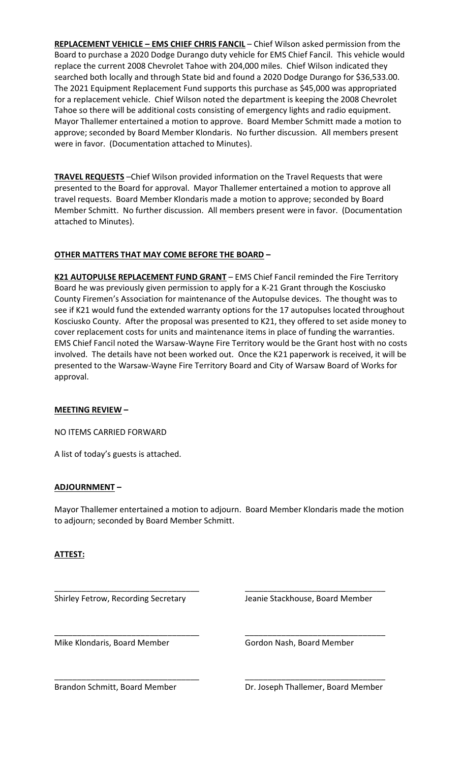**REPLACEMENT VEHICLE – EMS CHIEF CHRIS FANCIL** – Chief Wilson asked permission from the Board to purchase a 2020 Dodge Durango duty vehicle for EMS Chief Fancil. This vehicle would replace the current 2008 Chevrolet Tahoe with 204,000 miles. Chief Wilson indicated they searched both locally and through State bid and found a 2020 Dodge Durango for $36,533.00. The 2021 Equipment Replacement Fund supports this purchase as $45,000 was appropriated for a replacement vehicle. Chief Wilson noted the department is keeping the 2008 Chevrolet Tahoe so there will be additional costs consisting of emergency lights and radio equipment. Mayor Thallemer entertained a motion to approve. Board Member Schmitt made a motion to approve; seconded by Board Member Klondaris. No further discussion. All members present were in favor. (Documentation attached to Minutes).

**TRAVEL REQUESTS** –Chief Wilson provided information on the Travel Requests that were presented to the Board for approval. Mayor Thallemer entertained a motion to approve all travel requests. Board Member Klondaris made a motion to approve; seconded by Board Member Schmitt. No further discussion. All members present were in favor. (Documentation attached to Minutes).

**OTHER MATTERS THAT MAY COME BEFORE THE BOARD –**

**K21 AUTOPULSE REPLACEMENT FUND GRANT** – EMS Chief Fancil reminded the Fire Territory Board he was previously given permission to apply for a K-21 Grant through the Kosciusko County Firemen's Association for maintenance of the Autopulse devices. The thought was to see if K21 would fund the extended warranty options for the 17 autopulses located throughout Kosciusko County. After the proposal was presented to K21, they offered to set aside money to cover replacement costs for units and maintenance items in place of funding the warranties. EMS Chief Fancil noted the Warsaw-Wayne Fire Territory would be the Grant host with no costs involved. The details have not been worked out. Once the K21 paperwork is received, it will be presented to the Warsaw-Wayne Fire Territory Board and City of Warsaw Board of Works for approval.

**MEETING REVIEW –**

NO ITEMS CARRIED FORWARD

A list of today's guests is attached.

**ADJOURNMENT –**

Mayor Thallemer entertained a motion to adjourn. Board Member Klondaris made the motion to adjourn; seconded by Board Member Schmitt.

**ATTEST:**

_______________________________
Shirley Fetrow, Recording Secretary

_______________________________
Jeanie Stackhouse, Board Member

_______________________________
Mike Klondaris, Board Member

_______________________________
Gordon Nash, Board Member

_______________________________
Brandon Schmitt, Board Member

_______________________________
Dr. Joseph Thallemer, Board Member